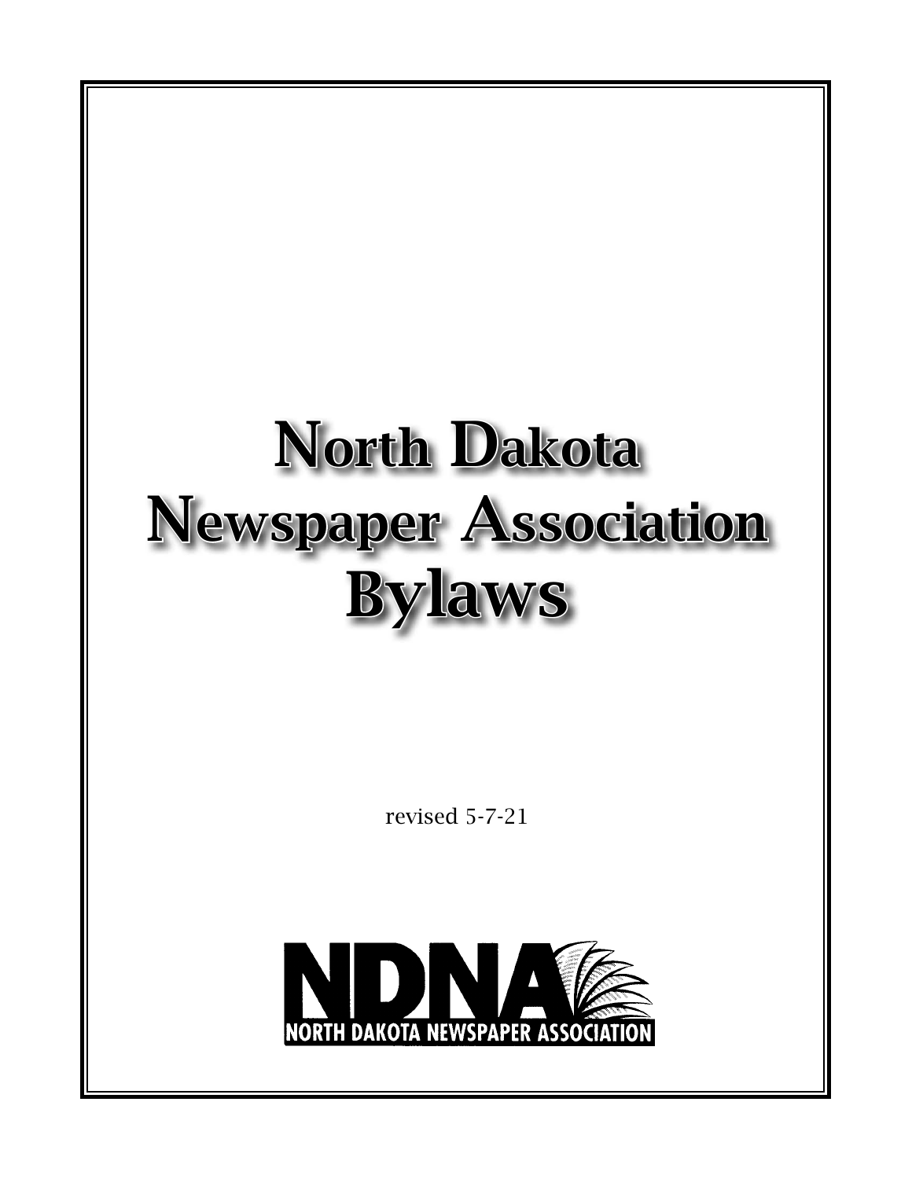# North Dakota Newspaper Association Bylaws

revised 5-7-21

NDNA

NORTH DAKOTA NEWSPAPER ASSOCIATION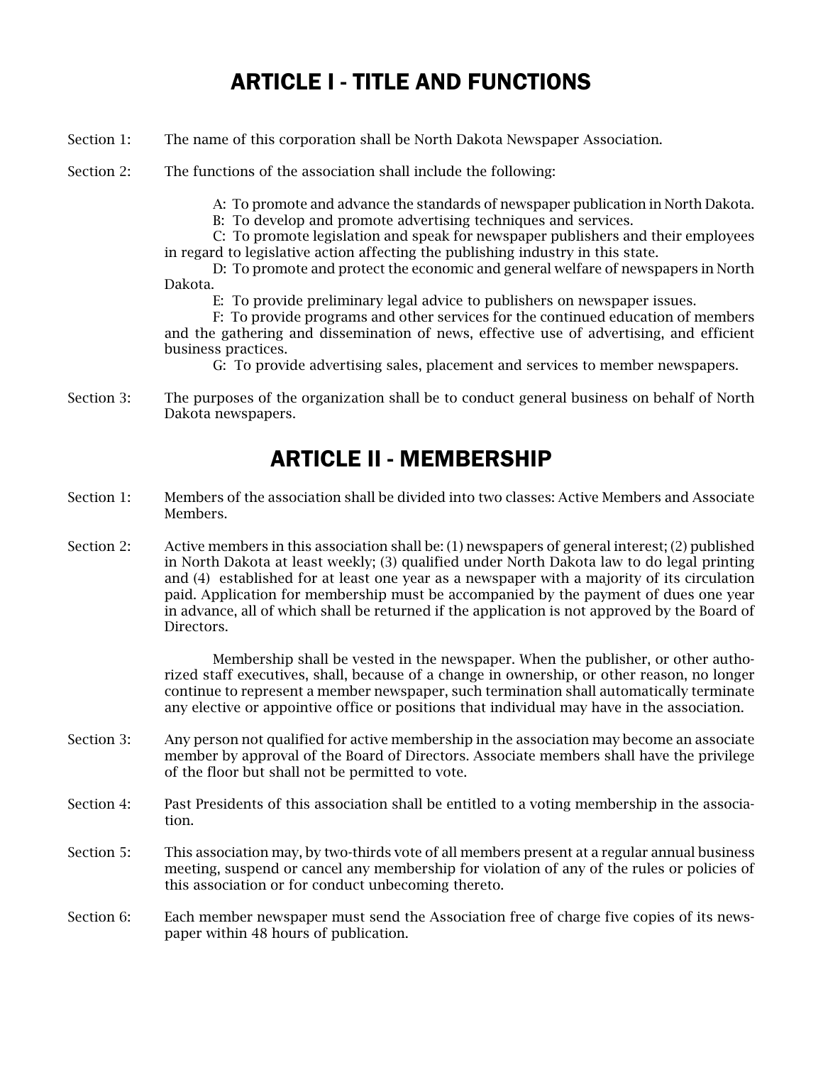# ARTICLE I - TITLE AND FUNCTIONS

Section 1: The name of this corporation shall be North Dakota Newspaper Association.

Section 2: The functions of the association shall include the following:

A: To promote and advance the standards of newspaper publication in North Dakota.

B: To develop and promote advertising techniques and services.

C: To promote legislation and speak for newspaper publishers and their employees in regard to legislative action affecting the publishing industry in this state.

D: To promote and protect the economic and general welfare of newspapers in North Dakota.

E: To provide preliminary legal advice to publishers on newspaper issues.

F: To provide programs and other services for the continued education of members and the gathering and dissemination of news, effective use of advertising, and efficient business practices.

G: To provide advertising sales, placement and services to member newspapers.

Section 3: The purposes of the organization shall be to conduct general business on behalf of North Dakota newspapers.

# ARTICLE II - MEMBERSHIP

Section 1: Members of the association shall be divided into two classes: Active Members and Associate Members.

Section 2: Active members in this association shall be: (1) newspapers of general interest; (2) published in North Dakota at least weekly; (3) qualified under North Dakota law to do legal printing and (4) established for at least one year as a newspaper with a majority of its circulation paid. Application for membership must be accompanied by the payment of dues one year in advance, all of which shall be returned if the application is not approved by the Board of Directors.

Membership shall be vested in the newspaper. When the publisher, or other authorized staff executives, shall, because of a change in ownership, or other reason, no longer continue to represent a member newspaper, such termination shall automatically terminate any elective or appointive office or positions that individual may have in the association.

Section 3: Any person not qualified for active membership in the association may become an associate member by approval of the Board of Directors. Associate members shall have the privilege of the floor but shall not be permitted to vote.

Section 4: Past Presidents of this association shall be entitled to a voting membership in the association.

Section 5: This association may, by two-thirds vote of all members present at a regular annual business meeting, suspend or cancel any membership for violation of any of the rules or policies of this association or for conduct unbecoming thereto.

Section 6: Each member newspaper must send the Association free of charge five copies of its newspaper within 48 hours of publication.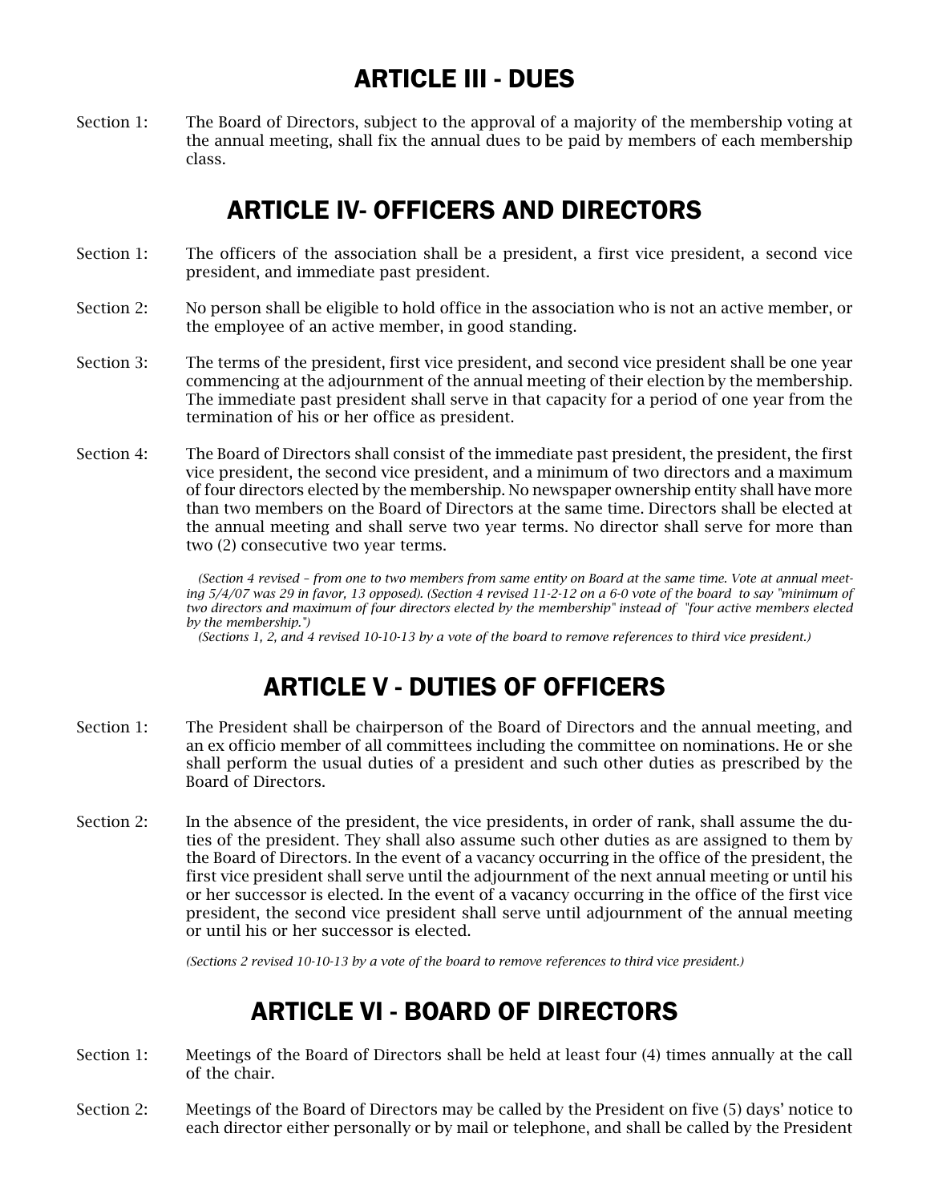## ARTICLE III - DUES

Section 1: The Board of Directors, subject to the approval of a majority of the membership voting at the annual meeting, shall fix the annual dues to be paid by members of each membership class.

## ARTICLE IV- OFFICERS AND DIRECTORS

Section 1: The officers of the association shall be a president, a first vice president, a second vice president, and immediate past president.

Section 2: No person shall be eligible to hold office in the association who is not an active member, or the employee of an active member, in good standing.

Section 3: The terms of the president, first vice president, and second vice president shall be one year commencing at the adjournment of the annual meeting of their election by the membership. The immediate past president shall serve in that capacity for a period of one year from the termination of his or her office as president.

Section 4: The Board of Directors shall consist of the immediate past president, the president, the first vice president, the second vice president, and a minimum of two directors and a maximum of four directors elected by the membership. No newspaper ownership entity shall have more than two members on the Board of Directors at the same time. Directors shall be elected at the annual meeting and shall serve two year terms. No director shall serve for more than two (2) consecutive two year terms.

*(Section 4 revised – from one to two members from same entity on Board at the same time. Vote at annual meeting 5/4/07 was 29 in favor, 13 opposed). (Section 4 revised 11-2-12 on a 6-0 vote of the board to say "minimum of two directors and maximum of four directors elected by the membership" instead of "four active members elected by the membership.")*

*(Sections 1, 2, and 4 revised 10-10-13 by a vote of the board to remove references to third vice president.)*

## ARTICLE V - DUTIES OF OFFICERS

Section 1: The President shall be chairperson of the Board of Directors and the annual meeting, and an ex officio member of all committees including the committee on nominations. He or she shall perform the usual duties of a president and such other duties as prescribed by the Board of Directors.

Section 2: In the absence of the president, the vice presidents, in order of rank, shall assume the duties of the president. They shall also assume such other duties as are assigned to them by the Board of Directors. In the event of a vacancy occurring in the office of the president, the first vice president shall serve until the adjournment of the next annual meeting or until his or her successor is elected. In the event of a vacancy occurring in the office of the first vice president, the second vice president shall serve until adjournment of the annual meeting or until his or her successor is elected.

*(Sections 2 revised 10-10-13 by a vote of the board to remove references to third vice president.)*

## ARTICLE VI - BOARD OF DIRECTORS

Section 1: Meetings of the Board of Directors shall be held at least four (4) times annually at the call of the chair.

Section 2: Meetings of the Board of Directors may be called by the President on five (5) days' notice to each director either personally or by mail or telephone, and shall be called by the President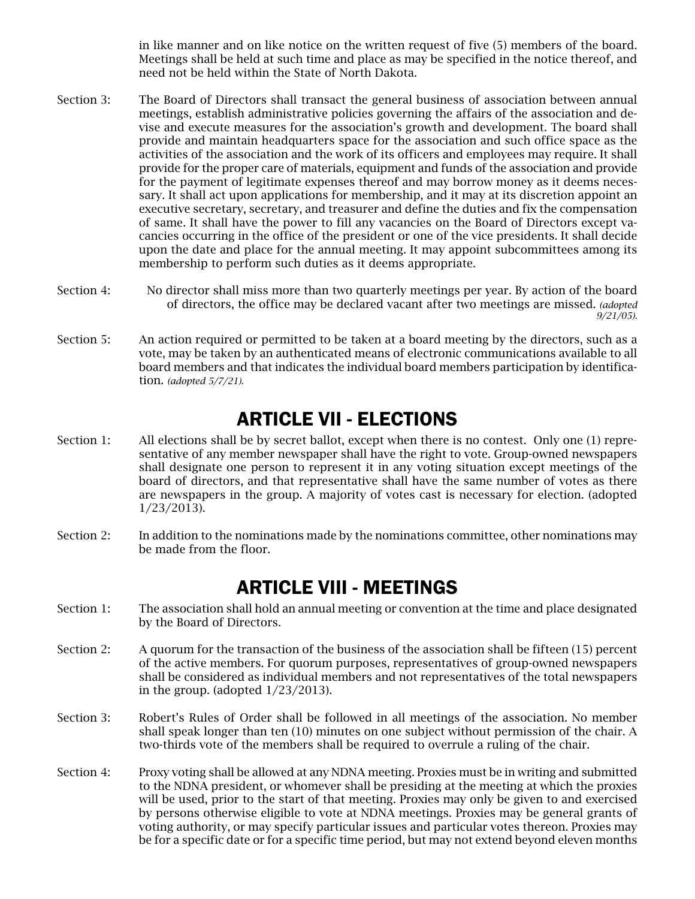in like manner and on like notice on the written request of five (5) members of the board. Meetings shall be held at such time and place as may be specified in the notice thereof, and need not be held within the State of North Dakota.

Section 3: The Board of Directors shall transact the general business of association between annual meetings, establish administrative policies governing the affairs of the association and devise and execute measures for the association's growth and development. The board shall provide and maintain headquarters space for the association and such office space as the activities of the association and the work of its officers and employees may require. It shall provide for the proper care of materials, equipment and funds of the association and provide for the payment of legitimate expenses thereof and may borrow money as it deems necessary. It shall act upon applications for membership, and it may at its discretion appoint an executive secretary, secretary, and treasurer and define the duties and fix the compensation of same. It shall have the power to fill any vacancies on the Board of Directors except vacancies occurring in the office of the president or one of the vice presidents. It shall decide upon the date and place for the annual meeting. It may appoint subcommittees among its membership to perform such duties as it deems appropriate.

Section 4: No director shall miss more than two quarterly meetings per year. By action of the board of directors, the office may be declared vacant after two meetings are missed. *(adopted 9/21/05).*

Section 5: An action required or permitted to be taken at a board meeting by the directors, such as a vote, may be taken by an authenticated means of electronic communications available to all board members and that indicates the individual board members participation by identification. *(adopted 5/7/21).*

## ARTICLE VII - ELECTIONS

Section 1: All elections shall be by secret ballot, except when there is no contest. Only one (1) representative of any member newspaper shall have the right to vote. Group-owned newspapers shall designate one person to represent it in any voting situation except meetings of the board of directors, and that representative shall have the same number of votes as there are newspapers in the group. A majority of votes cast is necessary for election. (adopted 1/23/2013).

Section 2: In addition to the nominations made by the nominations committee, other nominations may be made from the floor.

## ARTICLE VIII - MEETINGS

Section 1: The association shall hold an annual meeting or convention at the time and place designated by the Board of Directors.

Section 2: A quorum for the transaction of the business of the association shall be fifteen (15) percent of the active members. For quorum purposes, representatives of group-owned newspapers shall be considered as individual members and not representatives of the total newspapers in the group. (adopted 1/23/2013).

Section 3: Robert's Rules of Order shall be followed in all meetings of the association. No member shall speak longer than ten (10) minutes on one subject without permission of the chair. A two-thirds vote of the members shall be required to overrule a ruling of the chair.

Section 4: Proxy voting shall be allowed at any NDNA meeting. Proxies must be in writing and submitted to the NDNA president, or whomever shall be presiding at the meeting at which the proxies will be used, prior to the start of that meeting. Proxies may only be given to and exercised by persons otherwise eligible to vote at NDNA meetings. Proxies may be general grants of voting authority, or may specify particular issues and particular votes thereon. Proxies may be for a specific date or for a specific time period, but may not extend beyond eleven months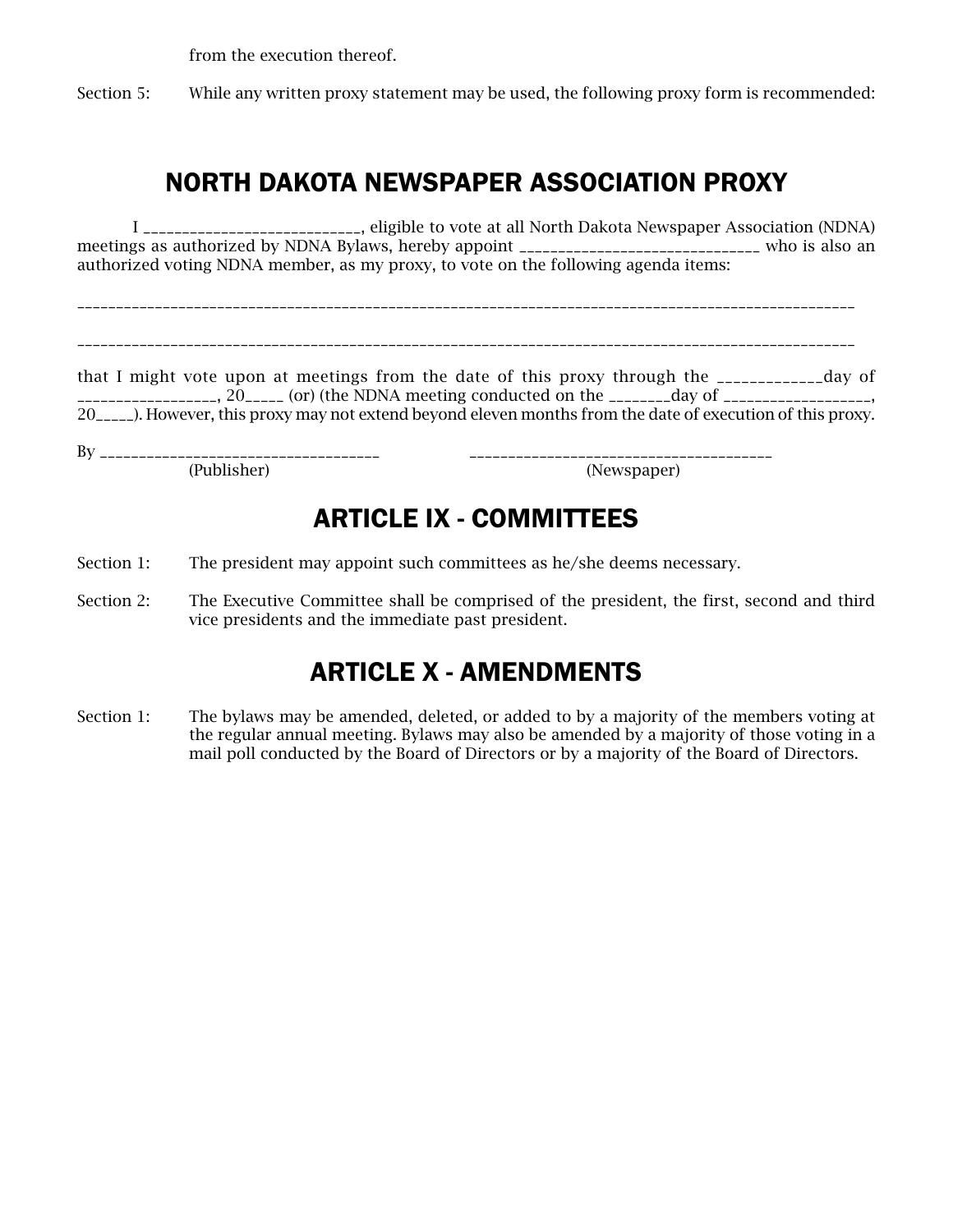from the execution thereof.

Section 5: While any written proxy statement may be used, the following proxy form is recommended:

## NORTH DAKOTA NEWSPAPER ASSOCIATION PROXY

I ____________________________, eligible to vote at all North Dakota Newspaper Association (NDNA) meetings as authorized by NDNA Bylaws, hereby appoint _______________________________ who is also an authorized voting NDNA member, as my proxy, to vote on the following agenda items:

_____________________________________________________________________________________________________

_____________________________________________________________________________________________________

that I might vote upon at meetings from the date of this proxy through the _____________day of __________________, 20_____ (or) (the NDNA meeting conducted on the ________day of ___________________, 20_____). However, this proxy may not extend beyond eleven months from the date of execution of this proxy.

By _____________________________________ (Publisher)          ________________________________________ (Newspaper)

## ARTICLE IX - COMMITTEES

Section 1: The president may appoint such committees as he/she deems necessary.

Section 2: The Executive Committee shall be comprised of the president, the first, second and third vice presidents and the immediate past president.

## ARTICLE X - AMENDMENTS

Section 1: The bylaws may be amended, deleted, or added to by a majority of the members voting at the regular annual meeting. Bylaws may also be amended by a majority of those voting in a mail poll conducted by the Board of Directors or by a majority of the Board of Directors.